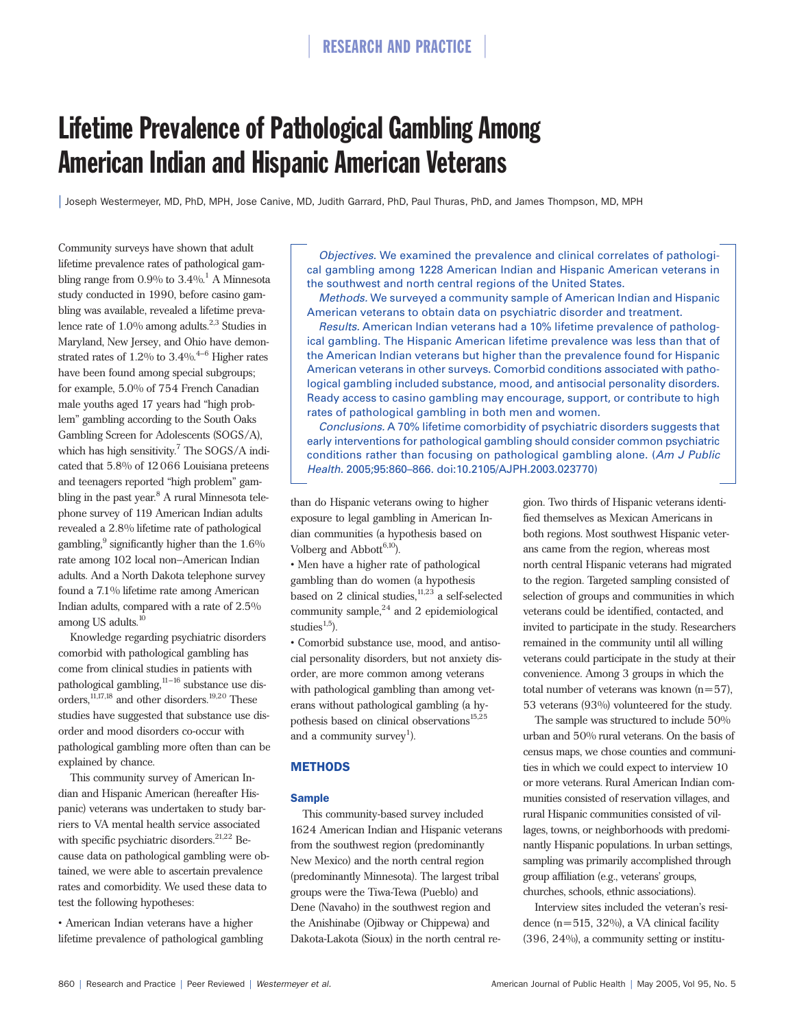# Lifetime Prevalence of Pathological Gambling Among American Indian and Hispanic American Veterans

Joseph Westermeyer, MD, PhD, MPH, Jose Canive, MD, Judith Garrard, PhD, Paul Thuras, PhD, and James Thompson, MD, MPH

*Objectives.* We examined the prevalence and clinical correlates of pathological gambling among 1228 American Indian and Hispanic American veterans in the southwest and north central regions of the United States.

*Methods.* We surveyed a community sample of American Indian and Hispanic American veterans to obtain data on psychiatric disorder and treatment.

*Results.* American Indian veterans had a 10% lifetime prevalence of pathological gambling. The Hispanic American lifetime prevalence was less than that of the American Indian veterans but higher than the prevalence found for Hispanic American veterans in other surveys. Comorbid conditions associated with pathological gambling included substance, mood, and antisocial personality disorders. Ready access to casino gambling may encourage, support, or contribute to high rates of pathological gambling in both men and women.

*Conclusions.* A 70% lifetime comorbidity of psychiatric disorders suggests that early interventions for pathological gambling should consider common psychiatric conditions rather than focusing on pathological gambling alone. (*Am J Public Health.* 2005;95:860–866. doi:10.2105/AJPH.2003.023770)

Community surveys have shown that adult lifetime prevalence rates of pathological gambling range from 0.9% to 3.4%.[1] A Minnesota study conducted in 1990, before casino gambling was available, revealed a lifetime prevalence rate of 1.0% among adults.[2,3] Studies in Maryland, New Jersey, and Ohio have demonstrated rates of 1.2% to 3.4%.[4–6] Higher rates have been found among special subgroups; for example, 5.0% of 754 French Canadian male youths aged 17 years had "high problem" gambling according to the South Oaks Gambling Screen for Adolescents (SOGS/A), which has high sensitivity.[7] The SOGS/A indicated that 5.8% of 12 066 Louisiana preteens and teenagers reported "high problem" gambling in the past year.[8] A rural Minnesota telephone survey of 119 American Indian adults revealed a 2.8% lifetime rate of pathological gambling,[9] significantly higher than the 1.6% rate among 102 local non–American Indian adults. And a North Dakota telephone survey found a 7.1% lifetime rate among American Indian adults, compared with a rate of 2.5% among US adults.[10]

Knowledge regarding psychiatric disorders comorbid with pathological gambling has come from clinical studies in patients with pathological gambling,[11–16] substance use disorders,[11,17,18] and other disorders.[19,20] These studies have suggested that substance use disorder and mood disorders co-occur with pathological gambling more often than can be explained by chance.

This community survey of American Indian and Hispanic American (hereafter Hispanic) veterans was undertaken to study barriers to VA mental health service associated with specific psychiatric disorders.[21,22] Because data on pathological gambling were obtained, we were able to ascertain prevalence rates and comorbidity. We used these data to test the following hypotheses:

- American Indian veterans have a higher lifetime prevalence of pathological gambling than do Hispanic veterans owing to higher exposure to legal gambling in American Indian communities (a hypothesis based on Volberg and Abbott[6,10]).
- Men have a higher rate of pathological gambling than do women (a hypothesis based on 2 clinical studies,[11,23] a self-selected community sample,[24] and 2 epidemiological studies[1,5]).
- Comorbid substance use, mood, and antisocial personality disorders, but not anxiety disorder, are more common among veterans with pathological gambling than among veterans without pathological gambling (a hypothesis based on clinical observations[15,25] and a community survey[1]).

## METHODS

### Sample

This community-based survey included 1624 American Indian and Hispanic veterans from the southwest region (predominantly New Mexico) and the north central region (predominantly Minnesota). The largest tribal groups were the Tiwa-Tewa (Pueblo) and Dene (Navaho) in the southwest region and the Anishinabe (Ojibway or Chippewa) and Dakota-Lakota (Sioux) in the north central region. Two thirds of Hispanic veterans identified themselves as Mexican Americans in both regions. Most southwest Hispanic veterans came from the region, whereas most north central Hispanic veterans had migrated to the region. Targeted sampling consisted of selection of groups and communities in which veterans could be identified, contacted, and invited to participate in the study. Researchers remained in the community until all willing veterans could participate in the study at their convenience. Among 3 groups in which the total number of veterans was known (n=57), 53 veterans (93%) volunteered for the study.

The sample was structured to include 50% urban and 50% rural veterans. On the basis of census maps, we chose counties and communities in which we could expect to interview 10 or more veterans. Rural American Indian communities consisted of reservation villages, and rural Hispanic communities consisted of villages, towns, or neighborhoods with predominantly Hispanic populations. In urban settings, sampling was primarily accomplished through group affiliation (e.g., veterans' groups, churches, schools, ethnic associations).

Interview sites included the veteran's residence (n=515, 32%), a VA clinical facility (396, 24%), a community setting or institu-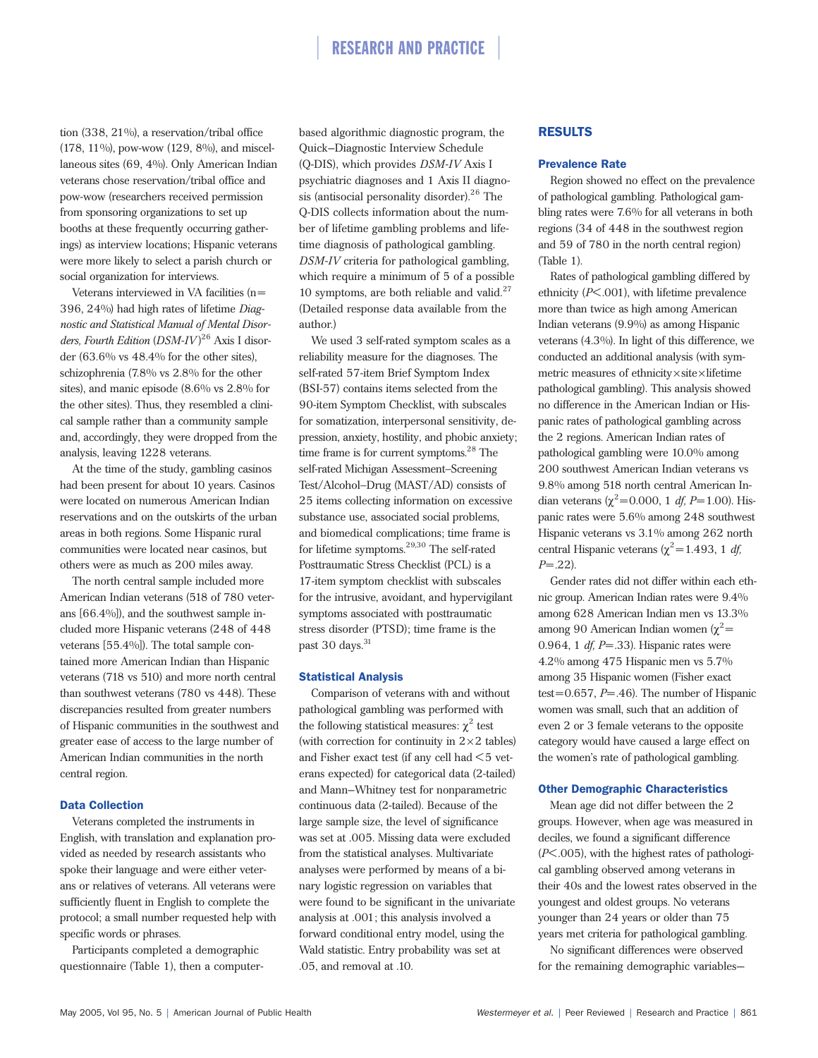tion (338, 21%), a reservation/tribal office (178, 11%), pow-wow (129, 8%), and miscellaneous sites (69, 4%). Only American Indian veterans chose reservation/tribal office and pow-wow (researchers received permission from sponsoring organizations to set up booths at these frequently occurring gatherings) as interview locations; Hispanic veterans were more likely to select a parish church or social organization for interviews.

Veterans interviewed in VA facilities (n=396, 24%) had high rates of lifetime *Diagnostic and Statistical Manual of Mental Disorders, Fourth Edition* (*DSM-IV*)[26] Axis I disorder (63.6% vs 48.4% for the other sites), schizophrenia (7.8% vs 2.8% for the other sites), and manic episode (8.6% vs 2.8% for the other sites). Thus, they resembled a clinical sample rather than a community sample and, accordingly, they were dropped from the analysis, leaving 1228 veterans.

At the time of the study, gambling casinos had been present for about 10 years. Casinos were located on numerous American Indian reservations and on the outskirts of the urban areas in both regions. Some Hispanic rural communities were located near casinos, but others were as much as 200 miles away.

The north central sample included more American Indian veterans (518 of 780 veterans [66.4%]), and the southwest sample included more Hispanic veterans (248 of 448 veterans [55.4%]). The total sample contained more American Indian than Hispanic veterans (718 vs 510) and more north central than southwest veterans (780 vs 448). These discrepancies resulted from greater numbers of Hispanic communities in the southwest and greater ease of access to the large number of American Indian communities in the north central region.

### Data Collection

Veterans completed the instruments in English, with translation and explanation provided as needed by research assistants who spoke their language and were either veterans or relatives of veterans. All veterans were sufficiently fluent in English to complete the protocol; a small number requested help with specific words or phrases.

Participants completed a demographic questionnaire (Table 1), then a computer-based algorithmic diagnostic program, the Quick–Diagnostic Interview Schedule (Q-DIS), which provides *DSM-IV* Axis I psychiatric diagnoses and 1 Axis II diagnosis (antisocial personality disorder).[26] The Q-DIS collects information about the number of lifetime gambling problems and lifetime diagnosis of pathological gambling. *DSM-IV* criteria for pathological gambling, which require a minimum of 5 of a possible 10 symptoms, are both reliable and valid.[27] (Detailed response data available from the author.)

We used 3 self-rated symptom scales as a reliability measure for the diagnoses. The self-rated 57-item Brief Symptom Index (BSI-57) contains items selected from the 90-item Symptom Checklist, with subscales for somatization, interpersonal sensitivity, depression, anxiety, hostility, and phobic anxiety; time frame is for current symptoms.[28] The self-rated Michigan Assessment–Screening Test/Alcohol–Drug (MAST/AD) consists of 25 items collecting information on excessive substance use, associated social problems, and biomedical complications; time frame is for lifetime symptoms.[29,30] The self-rated Posttraumatic Stress Checklist (PCL) is a 17-item symptom checklist with subscales for the intrusive, avoidant, and hypervigilant symptoms associated with posttraumatic stress disorder (PTSD); time frame is the past 30 days.[31]

### Statistical Analysis

Comparison of veterans with and without pathological gambling was performed with the following statistical measures: $\chi^2$ test (with correction for continuity in 2×2 tables) and Fisher exact test (if any cell had <5 veterans expected) for categorical data (2-tailed) and Mann–Whitney test for nonparametric continuous data (2-tailed). Because of the large sample size, the level of significance was set at .005. Missing data were excluded from the statistical analyses. Multivariate analyses were performed by means of a binary logistic regression on variables that were found to be significant in the univariate analysis at .001; this analysis involved a forward conditional entry model, using the Wald statistic. Entry probability was set at .05, and removal at .10.

## RESULTS

### Prevalence Rate

Region showed no effect on the prevalence of pathological gambling. Pathological gambling rates were 7.6% for all veterans in both regions (34 of 448 in the southwest region and 59 of 780 in the north central region) (Table 1).

Rates of pathological gambling differed by ethnicity ($P<.001$), with lifetime prevalence more than twice as high among American Indian veterans (9.9%) as among Hispanic veterans (4.3%). In light of this difference, we conducted an additional analysis (with symmetric measures of ethnicity×site×lifetime pathological gambling). This analysis showed no difference in the American Indian or Hispanic rates of pathological gambling across the 2 regions. American Indian rates of pathological gambling were 10.0% among 200 southwest American Indian veterans vs 9.8% among 518 north central American Indian veterans ($\chi^2$=0.000, 1 *df*, $P$=1.00). Hispanic rates were 5.6% among 248 southwest Hispanic veterans vs 3.1% among 262 north central Hispanic veterans ($\chi^2$=1.493, 1 *df*, $P$=.22).

Gender rates did not differ within each ethnic group. American Indian rates were 9.4% among 628 American Indian men vs 13.3% among 90 American Indian women ($\chi^2$=0.964, 1 *df*, $P$=.33). Hispanic rates were 4.2% among 475 Hispanic men vs 5.7% among 35 Hispanic women (Fisher exact test=0.657, $P$=.46). The number of Hispanic women was small, such that an addition of even 2 or 3 female veterans to the opposite category would have caused a large effect on the women's rate of pathological gambling.

### Other Demographic Characteristics

Mean age did not differ between the 2 groups. However, when age was measured in deciles, we found a significant difference ($P<.005$), with the highest rates of pathological gambling observed among veterans in their 40s and the lowest rates observed in the youngest and oldest groups. No veterans younger than 24 years or older than 75 years met criteria for pathological gambling.

No significant differences were observed for the remaining demographic variables—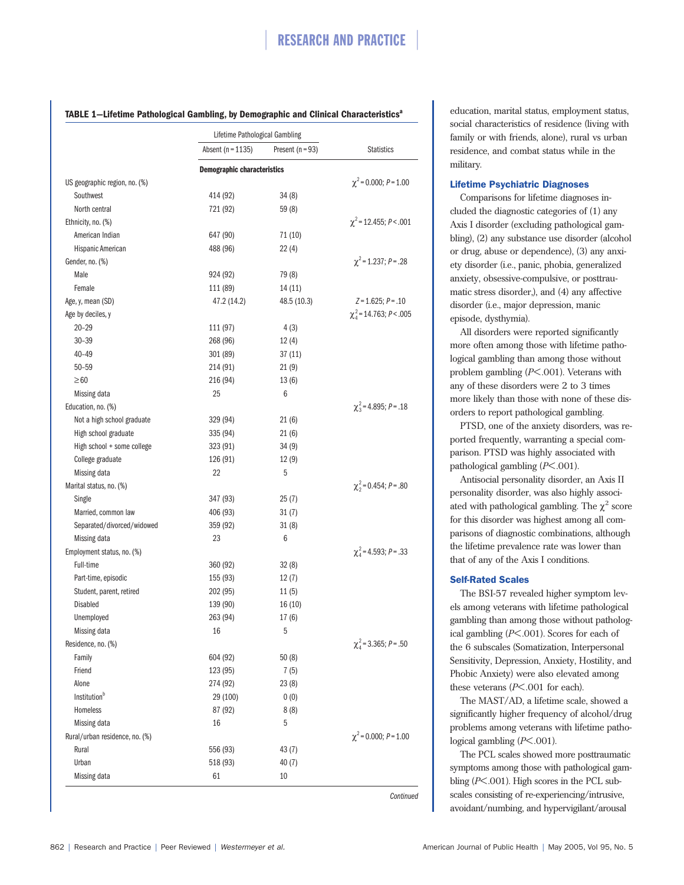**TABLE 1—Lifetime Pathological Gambling, by Demographic and Clinical Characteristics[a]**

| | Lifetime Pathological Gambling | | |
|---|---|---|---|
| | Absent (n = 1135) | Present (n = 93) | Statistics |
| | **Demographic characteristics** | | |
| US geographic region, no. (%) | | | $\chi^2$ = 0.000; P = 1.00 |
| Southwest | 414 (92) | 34 (8) | |
| North central | 721 (92) | 59 (8) | |
| Ethnicity, no. (%) | | | $\chi^2$ = 12.455; P < .001 |
| American Indian | 647 (90) | 71 (10) | |
| Hispanic American | 488 (96) | 22 (4) | |
| Gender, no. (%) | | | $\chi^2$ = 1.237; P = .28 |
| Male | 924 (92) | 79 (8) | |
| Female | 111 (89) | 14 (11) | |
| Age, y, mean (SD) | 47.2 (14.2) | 48.5 (10.3) | Z = 1.625; P = .10 |
| Age by deciles, y | | | $\chi^2_4$ = 14.763; P < .005 |
| 20–29 | 111 (97) | 4 (3) | |
| 30–39 | 268 (96) | 12 (4) | |
| 40–49 | 301 (89) | 37 (11) | |
| 50–59 | 214 (91) | 21 (9) | |
| ≥60 | 216 (94) | 13 (6) | |
| Missing data | 25 | 6 | |
| Education, no. (%) | | | $\chi^2_3$ = 4.895; P = .18 |
| Not a high school graduate | 329 (94) | 21 (6) | |
| High school graduate | 335 (94) | 21 (6) | |
| High school + some college | 323 (91) | 34 (9) | |
| College graduate | 126 (91) | 12 (9) | |
| Missing data | 22 | 5 | |
| Marital status, no. (%) | | | $\chi^2_2$ = 0.454; P = .80 |
| Single | 347 (93) | 25 (7) | |
| Married, common law | 406 (93) | 31 (7) | |
| Separated/divorced/widowed | 359 (92) | 31 (8) | |
| Missing data | 23 | 6 | |
| Employment status, no. (%) | | | $\chi^2_4$ = 4.593; P = .33 |
| Full-time | 360 (92) | 32 (8) | |
| Part-time, episodic | 155 (93) | 12 (7) | |
| Student, parent, retired | 202 (95) | 11 (5) | |
| Disabled | 139 (90) | 16 (10) | |
| Unemployed | 263 (94) | 17 (6) | |
| Missing data | 16 | 5 | |
| Residence, no. (%) | | | $\chi^2_4$ = 3.365; P = .50 |
| Family | 604 (92) | 50 (8) | |
| Friend | 123 (95) | 7 (5) | |
| Alone | 274 (92) | 23 (8) | |
| Institution[b] | 29 (100) | 0 (0) | |
| Homeless | 87 (92) | 8 (8) | |
| Missing data | 16 | 5 | |
| Rural/urban residence, no. (%) | | | $\chi^2$ = 0.000; P = 1.00 |
| Rural | 556 (93) | 43 (7) | |
| Urban | 518 (93) | 40 (7) | |
| Missing data | 61 | 10 | |

*Continued*

education, marital status, employment status, social characteristics of residence (living with family or with friends, alone), rural vs urban residence, and combat status while in the military.

### Lifetime Psychiatric Diagnoses

Comparisons for lifetime diagnoses included the diagnostic categories of (1) any Axis I disorder (excluding pathological gambling), (2) any substance use disorder (alcohol or drug, abuse or dependence), (3) any anxiety disorder (i.e., panic, phobia, generalized anxiety, obsessive-compulsive, or posttraumatic stress disorder,), and (4) any affective disorder (i.e., major depression, manic episode, dysthymia).

All disorders were reported significantly more often among those with lifetime pathological gambling than among those without problem gambling ($P < .001$). Veterans with any of these disorders were 2 to 3 times more likely than those with none of these disorders to report pathological gambling.

PTSD, one of the anxiety disorders, was reported frequently, warranting a special comparison. PTSD was highly associated with pathological gambling ($P < .001$).

Antisocial personality disorder, an Axis II personality disorder, was also highly associated with pathological gambling. The $\chi^2$ score for this disorder was highest among all comparisons of diagnostic combinations, although the lifetime prevalence rate was lower than that of any of the Axis I conditions.

### Self-Rated Scales

The BSI-57 revealed higher symptom levels among veterans with lifetime pathological gambling than among those without pathological gambling ($P < .001$). Scores for each of the 6 subscales (Somatization, Interpersonal Sensitivity, Depression, Anxiety, Hostility, and Phobic Anxiety) were also elevated among these veterans ($P < .001$ for each).

The MAST/AD, a lifetime scale, showed a significantly higher frequency of alcohol/drug problems among veterans with lifetime pathological gambling ($P < .001$).

The PCL scales showed more posttraumatic symptoms among those with pathological gambling ($P < .001$). High scores in the PCL subscales consisting of re-experiencing/intrusive, avoidant/numbing, and hypervigilant/arousal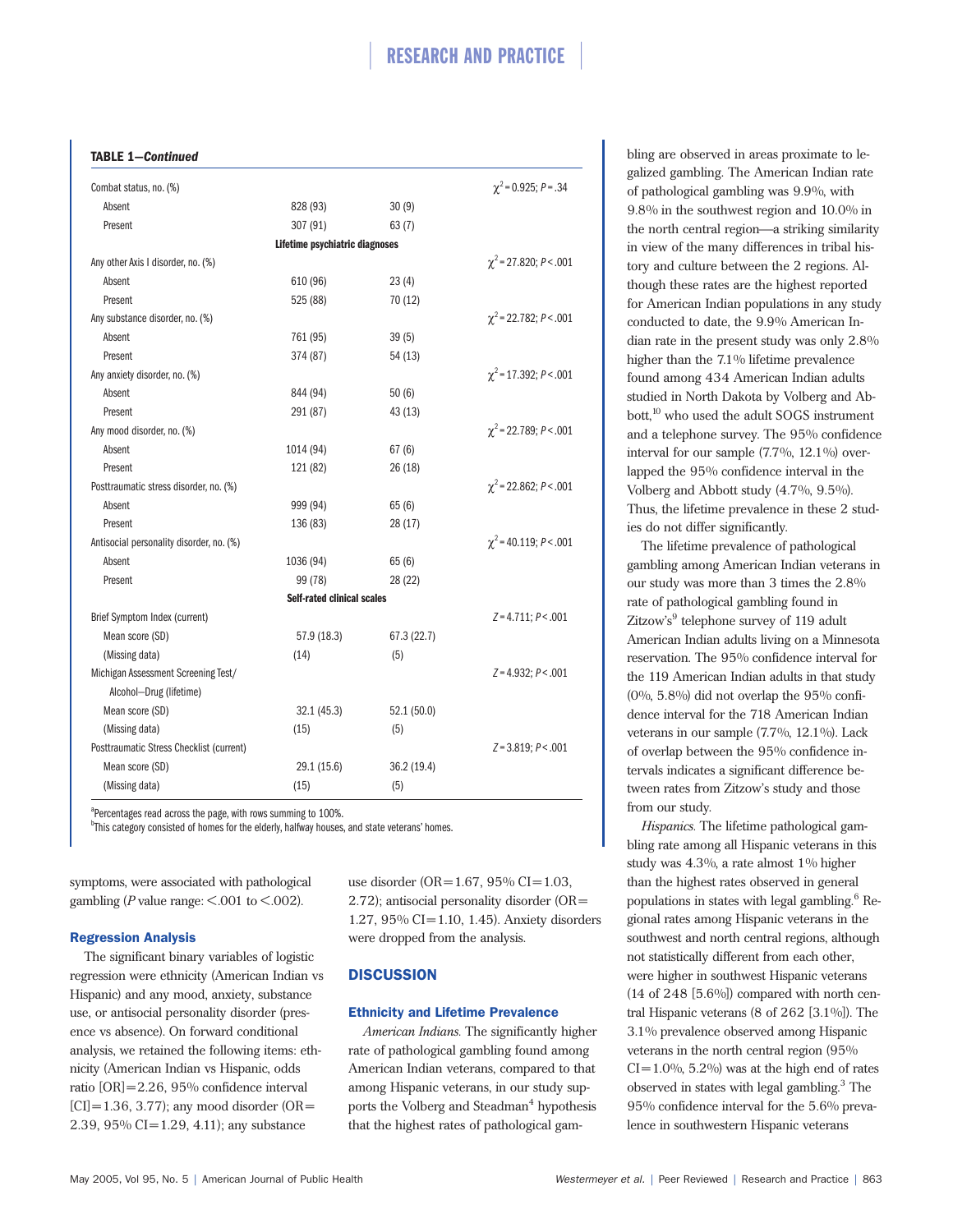**TABLE 1—*Continued***

| | | | |
|---|---|---|---|
| Combat status, no. (%) | | | $\chi^2 = 0.925$; $P = .34$ |
| Absent | 828 (93) | 30 (9) | |
| Present | 307 (91) | 63 (7) | |
| | **Lifetime psychiatric diagnoses** | | |
| Any other Axis I disorder, no. (%) | | | $\chi^2 = 27.820$; $P < .001$ |
| Absent | 610 (96) | 23 (4) | |
| Present | 525 (88) | 70 (12) | |
| Any substance disorder, no. (%) | | | $\chi^2 = 22.782$; $P < .001$ |
| Absent | 761 (95) | 39 (5) | |
| Present | 374 (87) | 54 (13) | |
| Any anxiety disorder, no. (%) | | | $\chi^2 = 17.392$; $P < .001$ |
| Absent | 844 (94) | 50 (6) | |
| Present | 291 (87) | 43 (13) | |
| Any mood disorder, no. (%) | | | $\chi^2 = 22.789$; $P < .001$ |
| Absent | 1014 (94) | 67 (6) | |
| Present | 121 (82) | 26 (18) | |
| Posttraumatic stress disorder, no. (%) | | | $\chi^2 = 22.862$; $P < .001$ |
| Absent | 999 (94) | 65 (6) | |
| Present | 136 (83) | 28 (17) | |
| Antisocial personality disorder, no. (%) | | | $\chi^2 = 40.119$; $P < .001$ |
| Absent | 1036 (94) | 65 (6) | |
| Present | 99 (78) | 28 (22) | |
| | **Self-rated clinical scales** | | |
| Brief Symptom Index (current) | | | $Z = 4.711$; $P < .001$ |
| Mean score (SD) | 57.9 (18.3) | 67.3 (22.7) | |
| (Missing data) | (14) | (5) | |
| Michigan Assessment Screening Test/ Alcohol–Drug (lifetime) | | | $Z = 4.932$; $P < .001$ |
| Mean score (SD) | 32.1 (45.3) | 52.1 (50.0) | |
| (Missing data) | (15) | (5) | |
| Posttraumatic Stress Checklist (current) | | | $Z = 3.819$; $P < .001$ |
| Mean score (SD) | 29.1 (15.6) | 36.2 (19.4) | |
| (Missing data) | (15) | (5) | |

[a]Percentages read across the page, with rows summing to 100%.
[b]This category consisted of homes for the elderly, halfway houses, and state veterans' homes.

symptoms, were associated with pathological gambling ($P$ value range: <.001 to <.002).

### Regression Analysis

The significant binary variables of logistic regression were ethnicity (American Indian vs Hispanic) and any mood, anxiety, substance use, or antisocial personality disorder (presence vs absence). On forward conditional analysis, we retained the following items: ethnicity (American Indian vs Hispanic, odds ratio [OR]=2.26, 95% confidence interval [CI]=1.36, 3.77); any mood disorder (OR=2.39, 95% CI=1.29, 4.11); any substance use disorder (OR=1.67, 95% CI=1.03, 2.72); antisocial personality disorder (OR=1.27, 95% CI=1.10, 1.45). Anxiety disorders were dropped from the analysis.

## DISCUSSION

### Ethnicity and Lifetime Prevalence

*American Indians.* The significantly higher rate of pathological gambling found among American Indian veterans, compared to that among Hispanic veterans, in our study supports the Volberg and Steadman[4] hypothesis that the highest rates of pathological gambling are observed in areas proximate to legalized gambling. The American Indian rate of pathological gambling was 9.9%, with 9.8% in the southwest region and 10.0% in the north central region—a striking similarity in view of the many differences in tribal history and culture between the 2 regions. Although these rates are the highest reported for American Indian populations in any study conducted to date, the 9.9% American Indian rate in the present study was only 2.8% higher than the 7.1% lifetime prevalence found among 434 American Indian adults studied in North Dakota by Volberg and Abbott,[10] who used the adult SOGS instrument and a telephone survey. The 95% confidence interval for our sample (7.7%, 12.1%) overlapped the 95% confidence interval in the Volberg and Abbott study (4.7%, 9.5%). Thus, the lifetime prevalence in these 2 studies do not differ significantly.

The lifetime prevalence of pathological gambling among American Indian veterans in our study was more than 3 times the 2.8% rate of pathological gambling found in Zitzow's[9] telephone survey of 119 adult American Indian adults living on a Minnesota reservation. The 95% confidence interval for the 119 American Indian adults in that study (0%, 5.8%) did not overlap the 95% confidence interval for the 718 American Indian veterans in our sample (7.7%, 12.1%). Lack of overlap between the 95% confidence intervals indicates a significant difference between rates from Zitzow's study and those from our study.

*Hispanics.* The lifetime pathological gambling rate among all Hispanic veterans in this study was 4.3%, a rate almost 1% higher than the highest rates observed in general populations in states with legal gambling.[6] Regional rates among Hispanic veterans in the southwest and north central regions, although not statistically different from each other, were higher in southwest Hispanic veterans (14 of 248 [5.6%]) compared with north central Hispanic veterans (8 of 262 [3.1%]). The 3.1% prevalence observed among Hispanic veterans in the north central region (95% CI=1.0%, 5.2%) was at the high end of rates observed in states with legal gambling.[3] The 95% confidence interval for the 5.6% prevalence in southwestern Hispanic veterans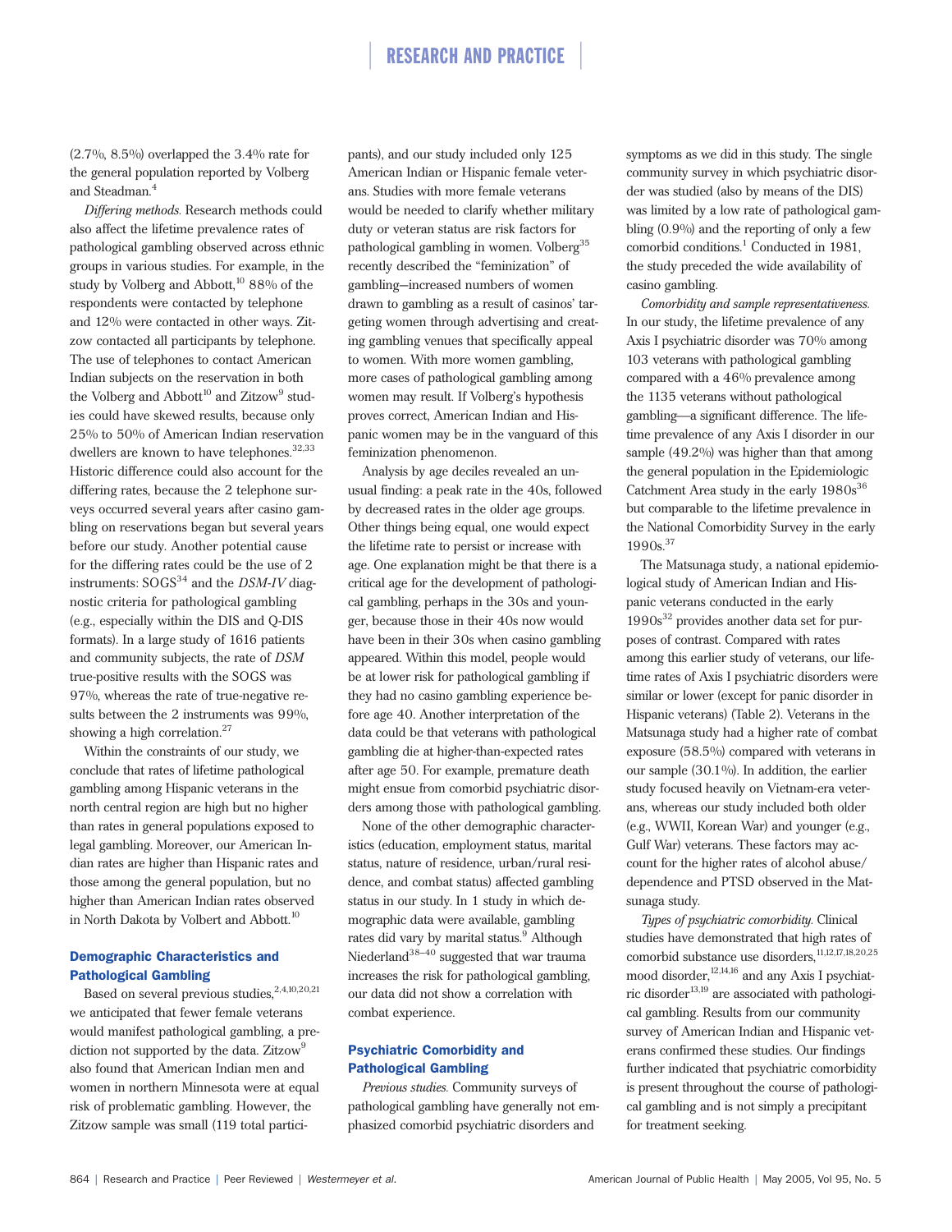(2.7%, 8.5%) overlapped the 3.4% rate for the general population reported by Volberg and Steadman.[4]

*Differing methods.* Research methods could also affect the lifetime prevalence rates of pathological gambling observed across ethnic groups in various studies. For example, in the study by Volberg and Abbott,[10] 88% of the respondents were contacted by telephone and 12% were contacted in other ways. Zitzow contacted all participants by telephone. The use of telephones to contact American Indian subjects on the reservation in both the Volberg and Abbott[10] and Zitzow[9] studies could have skewed results, because only 25% to 50% of American Indian reservation dwellers are known to have telephones.[32,33] Historic difference could also account for the differing rates, because the 2 telephone surveys occurred several years after casino gambling on reservations began but several years before our study. Another potential cause for the differing rates could be the use of 2 instruments: SOGS[34] and the *DSM-IV* diagnostic criteria for pathological gambling (e.g., especially within the DIS and Q-DIS formats). In a large study of 1616 patients and community subjects, the rate of *DSM* true-positive results with the SOGS was 97%, whereas the rate of true-negative results between the 2 instruments was 99%, showing a high correlation.[27]

Within the constraints of our study, we conclude that rates of lifetime pathological gambling among Hispanic veterans in the north central region are high but no higher than rates in general populations exposed to legal gambling. Moreover, our American Indian rates are higher than Hispanic rates and those among the general population, but no higher than American Indian rates observed in North Dakota by Volbert and Abbott.[10]

## Demographic Characteristics and Pathological Gambling

Based on several previous studies,[2,4,10,20,21] we anticipated that fewer female veterans would manifest pathological gambling, a prediction not supported by the data. Zitzow[9] also found that American Indian men and women in northern Minnesota were at equal risk of problematic gambling. However, the Zitzow sample was small (119 total participants), and our study included only 125 American Indian or Hispanic female veterans. Studies with more female veterans would be needed to clarify whether military duty or veteran status are risk factors for pathological gambling in women. Volberg[35] recently described the "feminization" of gambling—increased numbers of women drawn to gambling as a result of casinos' targeting women through advertising and creating gambling venues that specifically appeal to women. With more women gambling, more cases of pathological gambling among women may result. If Volberg's hypothesis proves correct, American Indian and Hispanic women may be in the vanguard of this feminization phenomenon.

Analysis by age deciles revealed an unusual finding: a peak rate in the 40s, followed by decreased rates in the older age groups. Other things being equal, one would expect the lifetime rate to persist or increase with age. One explanation might be that there is a critical age for the development of pathological gambling, perhaps in the 30s and younger, because those in their 40s now would have been in their 30s when casino gambling appeared. Within this model, people would be at lower risk for pathological gambling if they had no casino gambling experience before age 40. Another interpretation of the data could be that veterans with pathological gambling die at higher-than-expected rates after age 50. For example, premature death might ensue from comorbid psychiatric disorders among those with pathological gambling.

None of the other demographic characteristics (education, employment status, marital status, nature of residence, urban/rural residence, and combat status) affected gambling status in our study. In 1 study in which demographic data were available, gambling rates did vary by marital status.[9] Although Niederland[38–40] suggested that war trauma increases the risk for pathological gambling, our data did not show a correlation with combat experience.

## Psychiatric Comorbidity and Pathological Gambling

*Previous studies.* Community surveys of pathological gambling have generally not emphasized comorbid psychiatric disorders and symptoms as we did in this study. The single community survey in which psychiatric disorder was studied (also by means of the DIS) was limited by a low rate of pathological gambling (0.9%) and the reporting of only a few comorbid conditions.[1] Conducted in 1981, the study preceded the wide availability of casino gambling.

*Comorbidity and sample representativeness.* In our study, the lifetime prevalence of any Axis I psychiatric disorder was 70% among 103 veterans with pathological gambling compared with a 46% prevalence among the 1135 veterans without pathological gambling—a significant difference. The lifetime prevalence of any Axis I disorder in our sample (49.2%) was higher than that among the general population in the Epidemiologic Catchment Area study in the early 1980s[36] but comparable to the lifetime prevalence in the National Comorbidity Survey in the early 1990s.[37]

The Matsunaga study, a national epidemiological study of American Indian and Hispanic veterans conducted in the early 1990s[32] provides another data set for purposes of contrast. Compared with rates among this earlier study of veterans, our lifetime rates of Axis I psychiatric disorders were similar or lower (except for panic disorder in Hispanic veterans) (Table 2). Veterans in the Matsunaga study had a higher rate of combat exposure (58.5%) compared with veterans in our sample (30.1%). In addition, the earlier study focused heavily on Vietnam-era veterans, whereas our study included both older (e.g., WWII, Korean War) and younger (e.g., Gulf War) veterans. These factors may account for the higher rates of alcohol abuse/dependence and PTSD observed in the Matsunaga study.

*Types of psychiatric comorbidity.* Clinical studies have demonstrated that high rates of comorbid substance use disorders,[11,12,17,18,20,25] mood disorder,[12,14,16] and any Axis I psychiatric disorder[13,19] are associated with pathological gambling. Results from our community survey of American Indian and Hispanic veterans confirmed these studies. Our findings further indicated that psychiatric comorbidity is present throughout the course of pathological gambling and is not simply a precipitant for treatment seeking.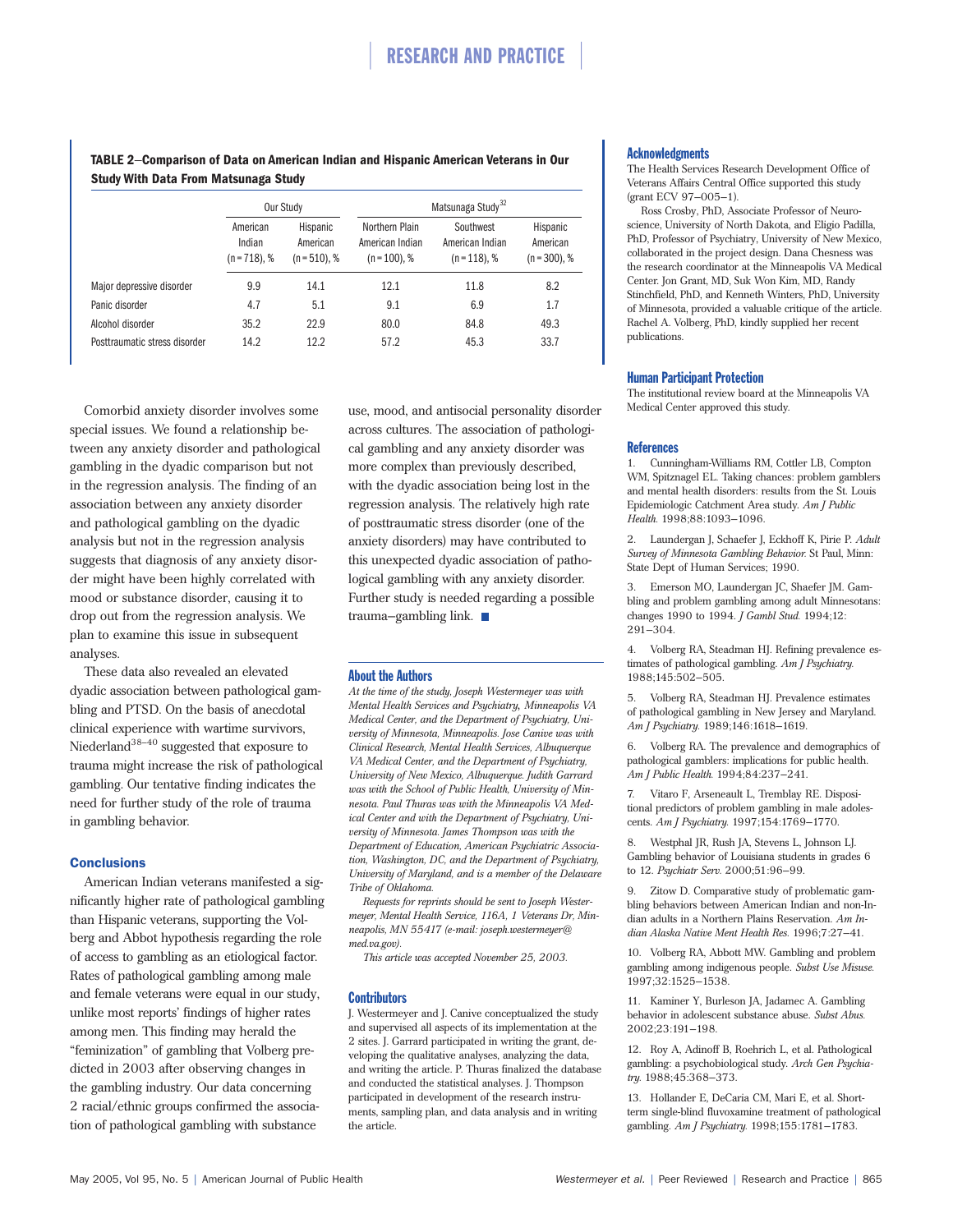**TABLE 2—Comparison of Data on American Indian and Hispanic American Veterans in Our Study With Data From Matsunaga Study**

| | Our Study | | Matsunaga Study[32] | | |
|---|---|---|---|---|---|
| | American Indian (n = 718), % | Hispanic American (n = 510), % | Northern Plain American Indian (n = 100), % | Southwest American Indian (n = 118), % | Hispanic American (n = 300), % |
| Major depressive disorder | 9.9 | 14.1 | 12.1 | 11.8 | 8.2 |
| Panic disorder | 4.7 | 5.1 | 9.1 | 6.9 | 1.7 |
| Alcohol disorder | 35.2 | 22.9 | 80.0 | 84.8 | 49.3 |
| Posttraumatic stress disorder | 14.2 | 12.2 | 57.2 | 45.3 | 33.7 |

Comorbid anxiety disorder involves some special issues. We found a relationship between any anxiety disorder and pathological gambling in the dyadic comparison but not in the regression analysis. The finding of an association between any anxiety disorder and pathological gambling on the dyadic analysis but not in the regression analysis suggests that diagnosis of any anxiety disorder might have been highly correlated with mood or substance disorder, causing it to drop out from the regression analysis. We plan to examine this issue in subsequent analyses.

These data also revealed an elevated dyadic association between pathological gambling and PTSD. On the basis of anecdotal clinical experience with wartime survivors, Niederland[38–40] suggested that exposure to trauma might increase the risk of pathological gambling. Our tentative finding indicates the need for further study of the role of trauma in gambling behavior.

### Conclusions

American Indian veterans manifested a significantly higher rate of pathological gambling than Hispanic veterans, supporting the Volberg and Abbot hypothesis regarding the role of access to gambling as an etiological factor. Rates of pathological gambling among male and female veterans were equal in our study, unlike most reports' findings of higher rates among men. This finding may herald the "feminization" of gambling that Volberg predicted in 2003 after observing changes in the gambling industry. Our data concerning 2 racial/ethnic groups confirmed the association of pathological gambling with substance use, mood, and antisocial personality disorder across cultures. The association of pathological gambling and any anxiety disorder was more complex than previously described, with the dyadic association being lost in the regression analysis. The relatively high rate of posttraumatic stress disorder (one of the anxiety disorders) may have contributed to this unexpected dyadic association of pathological gambling with any anxiety disorder. Further study is needed regarding a possible trauma–gambling link. ■

### About the Authors

*At the time of the study, Joseph Westermeyer was with Mental Health Services and Psychiatry, Minneapolis VA Medical Center, and the Department of Psychiatry, University of Minnesota, Minneapolis. Jose Canive was with Clinical Research, Mental Health Services, Albuquerque VA Medical Center, and the Department of Psychiatry, University of New Mexico, Albuquerque. Judith Garrard was with the School of Public Health, University of Minnesota. Paul Thuras was with the Minneapolis VA Medical Center and with the Department of Psychiatry, University of Minnesota. James Thompson was with the Department of Education, American Psychiatric Association, Washington, DC, and the Department of Psychiatry, University of Maryland, and is a member of the Delaware Tribe of Oklahoma.*

*Requests for reprints should be sent to Joseph Westermeyer, Mental Health Service, 116A, 1 Veterans Dr, Minneapolis, MN 55417 (e-mail: joseph.westermeyer@med.va.gov).*

*This article was accepted November 25, 2003.*

### Contributors

J. Westermeyer and J. Canive conceptualized the study and supervised all aspects of its implementation at the 2 sites. J. Garrard participated in writing the grant, developing the qualitative analyses, analyzing the data, and writing the article. P. Thuras finalized the database and conducted the statistical analyses. J. Thompson participated in development of the research instruments, sampling plan, and data analysis and in writing the article.

### Acknowledgments

The Health Services Research Development Office of Veterans Affairs Central Office supported this study (grant ECV 97–005–1).

Ross Crosby, PhD, Associate Professor of Neuroscience, University of North Dakota, and Eligio Padilla, PhD, Professor of Psychiatry, University of New Mexico, collaborated in the project design. Dana Chesness was the research coordinator at the Minneapolis VA Medical Center. Jon Grant, MD, Suk Won Kim, MD, Randy Stinchfield, PhD, and Kenneth Winters, PhD, University of Minnesota, provided a valuable critique of the article. Rachel A. Volberg, PhD, kindly supplied her recent publications.

### Human Participant Protection

The institutional review board at the Minneapolis VA Medical Center approved this study.

### References

1. Cunningham-Williams RM, Cottler LB, Compton WM, Spitznagel EL. Taking chances: problem gamblers and mental health disorders: results from the St. Louis Epidemiologic Catchment Area study. *Am J Public Health.* 1998;88:1093–1096.

2. Laundergan J, Schaefer J, Eckhoff K, Pirie P. *Adult Survey of Minnesota Gambling Behavior.* St Paul, Minn: State Dept of Human Services; 1990.

3. Emerson MO, Laundergan JC, Shaefer JM. Gambling and problem gambling among adult Minnesotans: changes 1990 to 1994. *J Gambl Stud.* 1994;12:291–304.

4. Volberg RA, Steadman HJ. Refining prevalence estimates of pathological gambling. *Am J Psychiatry.* 1988;145:502–505.

5. Volberg RA, Steadman HJ. Prevalence estimates of pathological gambling in New Jersey and Maryland. *Am J Psychiatry.* 1989;146:1618–1619.

6. Volberg RA. The prevalence and demographics of pathological gamblers: implications for public health. *Am J Public Health.* 1994;84:237–241.

7. Vitaro F, Arseneault L, Tremblay RE. Dispositional predictors of problem gambling in male adolescents. *Am J Psychiatry.* 1997;154:1769–1770.

8. Westphal JR, Rush JA, Stevens L, Johnson LJ. Gambling behavior of Louisiana students in grades 6 to 12. *Psychiatr Serv.* 2000;51:96–99.

9. Zitow D. Comparative study of problematic gambling behaviors between American Indian and non-Indian adults in a Northern Plains Reservation. *Am Indian Alaska Native Ment Health Res.* 1996;7:27–41.

10. Volberg RA, Abbott MW. Gambling and problem gambling among indigenous people. *Subst Use Misuse.* 1997;32:1525–1538.

11. Kaminer Y, Burleson JA, Jadamec A. Gambling behavior in adolescent substance abuse. *Subst Abus.* 2002;23:191–198.

12. Roy A, Adinoff B, Roehrich L, et al. Pathological gambling: a psychobiological study. *Arch Gen Psychiatry.* 1988;45:368–373.

13. Hollander E, DeCaria CM, Mari E, et al. Short-term single-blind fluvoxamine treatment of pathological gambling. *Am J Psychiatry.* 1998;155:1781–1783.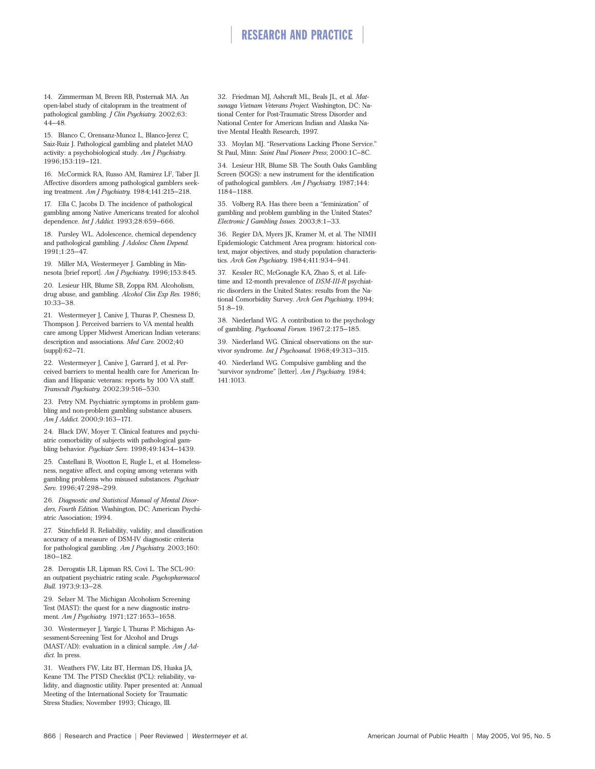14. Zimmerman M, Breen RB, Posternak MA. An open-label study of citalopram in the treatment of pathological gambling. *J Clin Psychiatry.* 2002;63: 44–48.

15. Blanco C, Orensanz-Munoz L, Blanco-Jerez C, Saiz-Ruiz J. Pathological gambling and platelet MAO activity: a psychobiological study. *Am J Psychiatry.* 1996;153:119–121.

16. McCormick RA, Russo AM, Ramirez LF, Taber JI. Affective disorders among pathological gamblers seeking treatment. *Am J Psychiatry.* 1984;141:215–218.

17. Ella C, Jacobs D. The incidence of pathological gambling among Native Americans treated for alcohol dependence. *Int J Addict.* 1993;28:659–666.

18. Pursley WL. Adolescence, chemical dependency and pathological gambling. *J Adolesc Chem Depend.* 1991;1:25–47.

19. Miller MA, Westermeyer J. Gambling in Minnesota [brief report]. *Am J Psychiatry.* 1996;153:845.

20. Lesieur HR, Blume SB, Zoppa RM. Alcoholism, drug abuse, and gambling. *Alcohol Clin Exp Res.* 1986; 10:33–38.

21. Westermeyer J, Canive J, Thuras P, Chesness D, Thompson J. Perceived barriers to VA mental health care among Upper Midwest American Indian veterans: description and associations. *Med Care.* 2002;40 (suppl):62–71.

22. Westermeyer J, Canive J, Garrard J, et al. Perceived barriers to mental health care for American Indian and Hispanic veterans: reports by 100 VA staff. *Transcult Psychiatry.* 2002;39:516–530.

23. Petry NM. Psychiatric symptoms in problem gambling and non-problem gambling substance abusers. *Am J Addict.* 2000;9:163–171.

24. Black DW, Moyer T. Clinical features and psychiatric comorbidity of subjects with pathological gambling behavior. *Psychiatr Serv.* 1998;49:1434–1439.

25. Castellani B, Wootton E, Rugle L, et al. Homelessness, negative affect, and coping among veterans with gambling problems who misused substances. *Psychiatr Serv.* 1996;47:298–299.

26. *Diagnostic and Statistical Manual of Mental Disorders, Fourth Edition.* Washington, DC; American Psychiatric Association; 1994.

27. Stinchfield R. Reliability, validity, and classification accuracy of a measure of DSM-IV diagnostic criteria for pathological gambling. *Am J Psychiatry.* 2003;160: 180–182.

28. Derogatis LR, Lipman RS, Covi L. The SCL-90: an outpatient psychiatric rating scale. *Psychopharmacol Bull.* 1973;9:13–28.

29. Selzer M. The Michigan Alcoholism Screening Test (MAST): the quest for a new diagnostic instrument. *Am J Psychiatry.* 1971;127:1653–1658.

30. Westermeyer J, Yargic I, Thuras P. Michigan Assessment-Screening Test for Alcohol and Drugs (MAST/AD): evaluation in a clinical sample. *Am J Addict.* In press.

31. Weathers FW, Litz BT, Herman DS, Huska JA, Keane TM. The PTSD Checklist (PCL): reliability, validity, and diagnostic utility. Paper presented at: Annual Meeting of the International Society for Traumatic Stress Studies; November 1993; Chicago, Ill.

32. Friedman MJ, Ashcraft ML, Beals JL, et al. *Matsunaga Vietnam Veterans Project.* Washington, DC: National Center for Post-Traumatic Stress Disorder and National Center for American Indian and Alaska Native Mental Health Research, 1997.

33. Moylan MJ. "Reservations Lacking Phone Service." St Paul, Minn: *Saint Paul Pioneer Press*; 2000:1C–8C.

34. Lesieur HR, Blume SB. The South Oaks Gambling Screen (SOGS): a new instrument for the identification of pathological gamblers. *Am J Psychiatry.* 1987;144: 1184–1188.

35. Volberg RA. Has there been a "feminization" of gambling and problem gambling in the United States? *Electronic J Gambling Issues.* 2003;8:1–33.

36. Regier DA, Myers JK, Kramer M, et al. The NIMH Epidemiologic Catchment Area program: historical context, major objectives, and study population characteristics. *Arch Gen Psychiatry.* 1984;411:934–941.

37. Kessler RC, McGonagle KA, Zhao S, et al. Lifetime and 12-month prevalence of *DSM-III-R* psychiatric disorders in the United States: results from the National Comorbidity Survey. *Arch Gen Psychiatry.* 1994; 51:8–19.

38. Niederland WG. A contribution to the psychology of gambling. *Psychoanal Forum.* 1967;2:175–185.

39. Niederland WG. Clinical observations on the survivor syndrome. *Int J Psychoanal.* 1968;49:313–315.

40. Niederland WG. Compulsive gambling and the "survivor syndrome" [letter]. *Am J Psychiatry.* 1984; 141:1013.